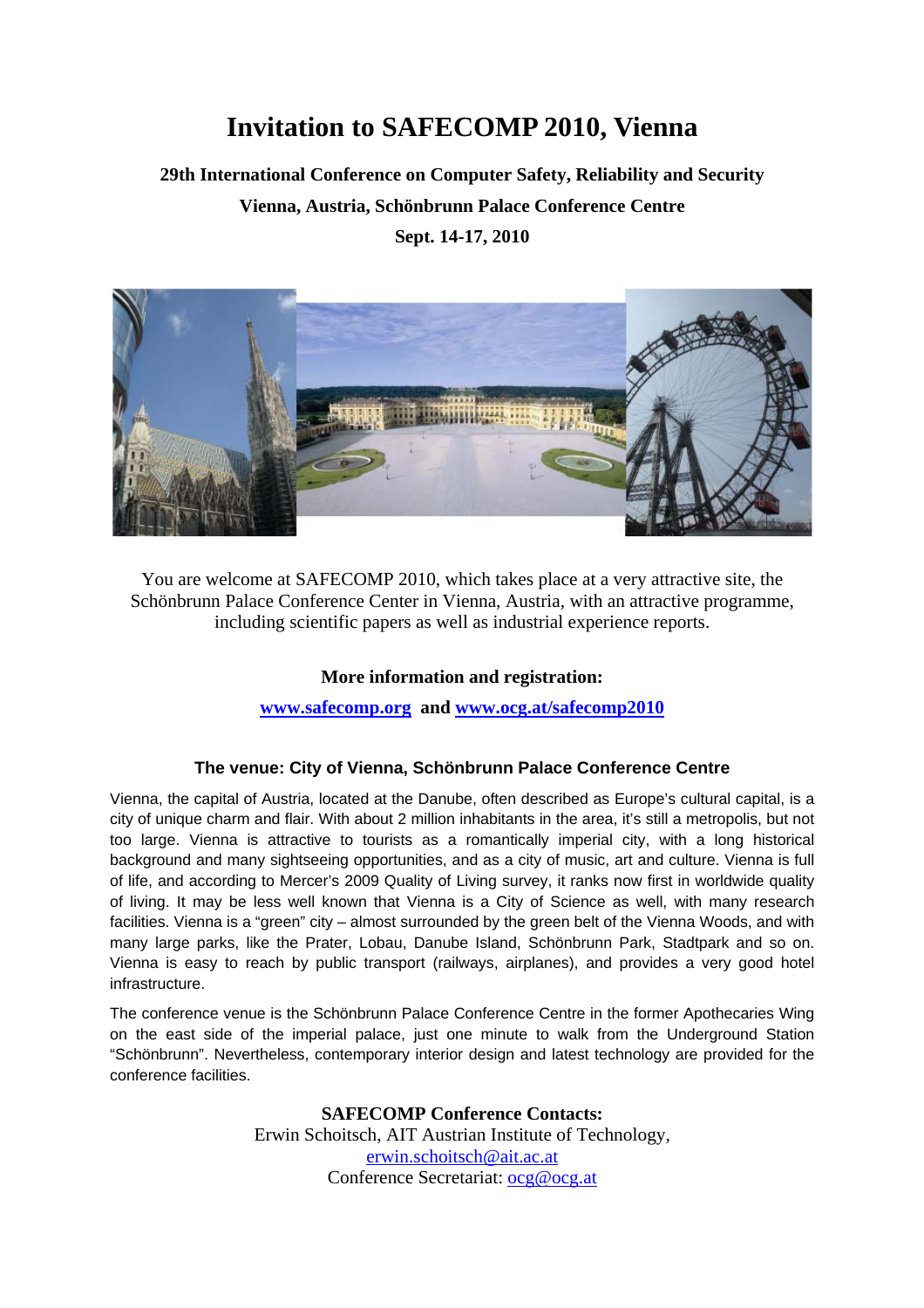# Invitation to SAFECOMP 2010, Vienna

**29th International Conference on Computer Safety, Reliability and Security**

**Vienna, Austria, Schönbrunn Palace Conference Centre**

**Sept. 14-17, 2010**

You are welcome at SAFECOMP 2010, which takes place at a very attractive site, the Schönbrunn Palace Conference Center in Vienna, Austria, with an attractive programme, including scientific papers as well as industrial experience reports.

**More information and registration:**

**www.safecomp.org and www.ocg.at/safecomp2010**

### The venue: City of Vienna, Schönbrunn Palace Conference Centre

Vienna, the capital of Austria, located at the Danube, often described as Europe's cultural capital, is a city of unique charm and flair. With about 2 million inhabitants in the area, it's still a metropolis, but not too large. Vienna is attractive to tourists as a romantically imperial city, with a long historical background and many sightseeing opportunities, and as a city of music, art and culture. Vienna is full of life, and according to Mercer's 2009 Quality of Living survey, it ranks now first in worldwide quality of living. It may be less well known that Vienna is a City of Science as well, with many research facilities. Vienna is a "green" city – almost surrounded by the green belt of the Vienna Woods, and with many large parks, like the Prater, Lobau, Danube Island, Schönbrunn Park, Stadtpark and so on. Vienna is easy to reach by public transport (railways, airplanes), and provides a very good hotel infrastructure.

The conference venue is the Schönbrunn Palace Conference Centre in the former Apothecaries Wing on the east side of the imperial palace, just one minute to walk from the Underground Station "Schönbrunn". Nevertheless, contemporary interior design and latest technology are provided for the conference facilities.

**SAFECOMP Conference Contacts:**
Erwin Schoitsch, AIT Austrian Institute of Technology,
erwin.schoitsch@ait.ac.at
Conference Secretariat: ocg@ocg.at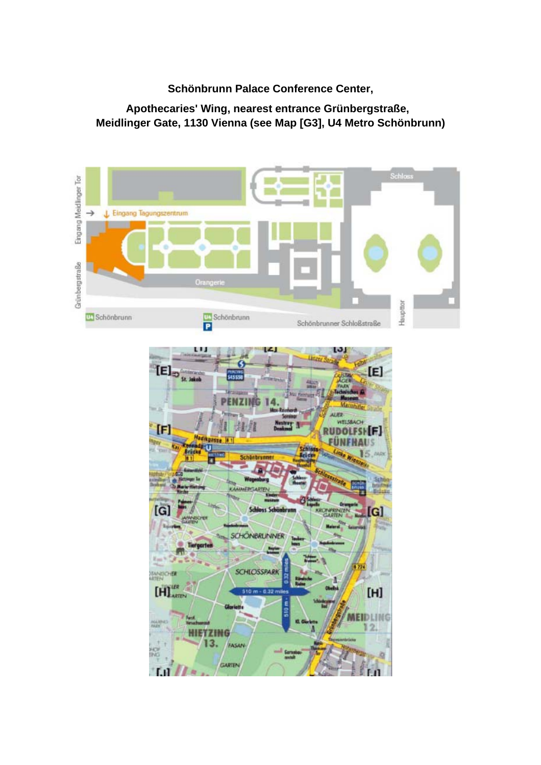**Schönbrunn Palace Conference Center,**

**Apothecaries' Wing, nearest entrance Grünbergstraße, Meidlinger Gate, 1130 Vienna (see Map [G3], U4 Metro Schönbrunn)**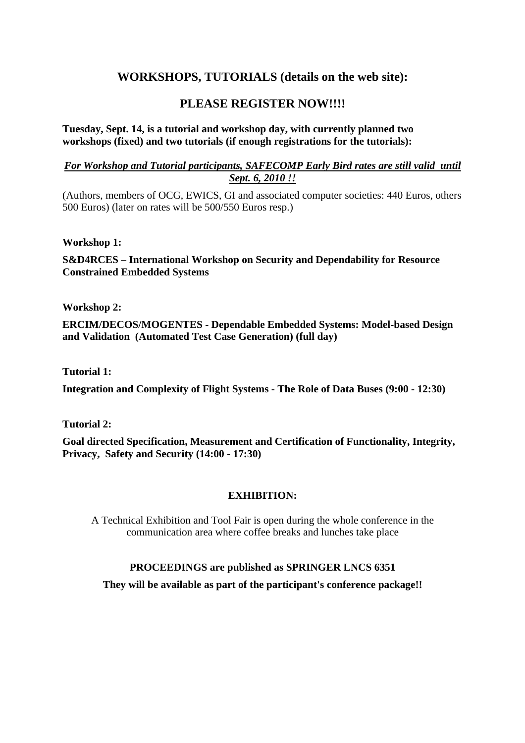## WORKSHOPS, TUTORIALS (details on the web site):

## PLEASE REGISTER NOW!!!!

**Tuesday, Sept. 14, is a tutorial and workshop day, with currently planned two workshops (fixed) and two tutorials (if enough registrations for the tutorials):**

***For Workshop and Tutorial participants, SAFECOMP Early Bird rates are still valid until Sept. 6, 2010 !!***

(Authors, members of OCG, EWICS, GI and associated computer societies: 440 Euros, others 500 Euros) (later on rates will be 500/550 Euros resp.)

**Workshop 1:**

**S&D4RCES – International Workshop on Security and Dependability for Resource Constrained Embedded Systems**

**Workshop 2:**

**ERCIM/DECOS/MOGENTES - Dependable Embedded Systems: Model-based Design and Validation (Automated Test Case Generation) (full day)**

**Tutorial 1:**

**Integration and Complexity of Flight Systems - The Role of Data Buses (9:00 - 12:30)**

**Tutorial 2:**

**Goal directed Specification, Measurement and Certification of Functionality, Integrity, Privacy, Safety and Security (14:00 - 17:30)**

**EXHIBITION:**

A Technical Exhibition and Tool Fair is open during the whole conference in the communication area where coffee breaks and lunches take place

**PROCEEDINGS are published as SPRINGER LNCS 6351**

**They will be available as part of the participant's conference package!!**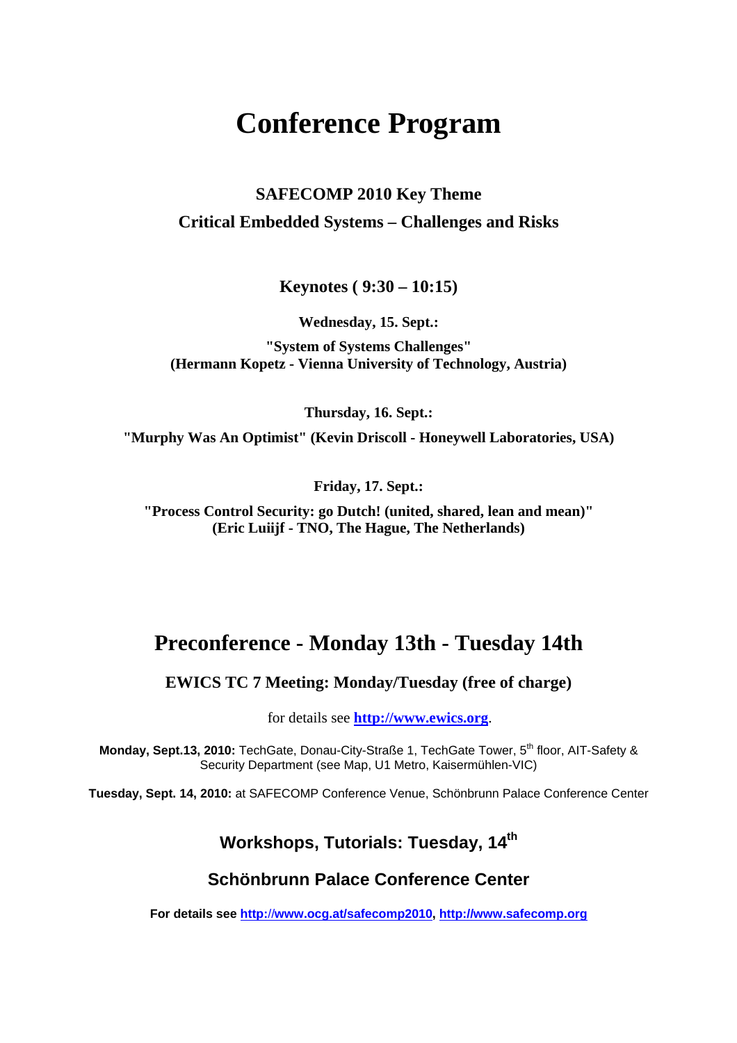# Conference Program

## SAFECOMP 2010 Key Theme

## Critical Embedded Systems – Challenges and Risks

### Keynotes ( 9:30 – 10:15)

**Wednesday, 15. Sept.:**

**"System of Systems Challenges"**
**(Hermann Kopetz - Vienna University of Technology, Austria)**

**Thursday, 16. Sept.:**

**"Murphy Was An Optimist" (Kevin Driscoll - Honeywell Laboratories, USA)**

**Friday, 17. Sept.:**

**"Process Control Security: go Dutch! (united, shared, lean and mean)"**
**(Eric Luiijf - TNO, The Hague, The Netherlands)**

## Preconference - Monday 13th - Tuesday 14th

### EWICS TC 7 Meeting: Monday/Tuesday (free of charge)

for details see **[http://www.ewics.org](http://www.ewics.org)**.

**Monday, Sept.13, 2010:** TechGate, Donau-City-Straße 1, TechGate Tower, 5th floor, AIT-Safety & Security Department (see Map, U1 Metro, Kaisermühlen-VIC)

**Tuesday, Sept. 14, 2010:** at SAFECOMP Conference Venue, Schönbrunn Palace Conference Center

### Workshops, Tutorials: Tuesday, 14th

### Schönbrunn Palace Conference Center

**For details see [http://www.ocg.at/safecomp2010](http://www.ocg.at/safecomp2010), [http://www.safecomp.org](http://www.safecomp.org)**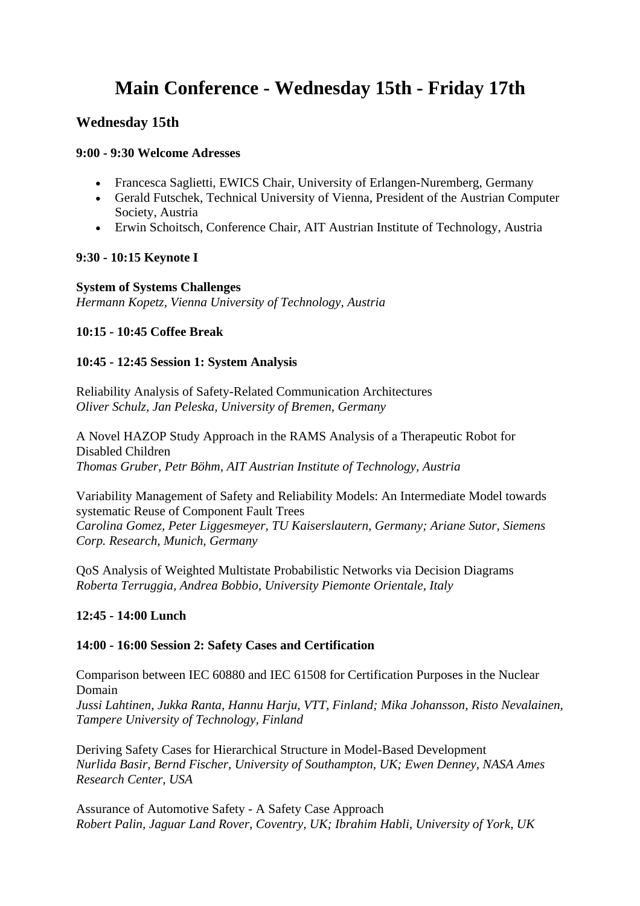# Main Conference - Wednesday 15th - Friday 17th

## Wednesday 15th

**9:00 - 9:30 Welcome Adresses**

- Francesca Saglietti, EWICS Chair, University of Erlangen-Nuremberg, Germany
- Gerald Futschek, Technical University of Vienna, President of the Austrian Computer Society, Austria
- Erwin Schoitsch, Conference Chair, AIT Austrian Institute of Technology, Austria

**9:30 - 10:15 Keynote I**

**System of Systems Challenges**
*Hermann Kopetz, Vienna University of Technology, Austria*

**10:15 - 10:45 Coffee Break**

**10:45 - 12:45 Session 1: System Analysis**

Reliability Analysis of Safety-Related Communication Architectures
*Oliver Schulz, Jan Peleska, University of Bremen, Germany*

A Novel HAZOP Study Approach in the RAMS Analysis of a Therapeutic Robot for Disabled Children
*Thomas Gruber, Petr Böhm, AIT Austrian Institute of Technology, Austria*

Variability Management of Safety and Reliability Models: An Intermediate Model towards systematic Reuse of Component Fault Trees
*Carolina Gomez, Peter Liggesmeyer, TU Kaiserslautern, Germany; Ariane Sutor, Siemens Corp. Research, Munich, Germany*

QoS Analysis of Weighted Multistate Probabilistic Networks via Decision Diagrams
*Roberta Terruggia, Andrea Bobbio, University Piemonte Orientale, Italy*

**12:45 - 14:00 Lunch**

**14:00 - 16:00 Session 2: Safety Cases and Certification**

Comparison between IEC 60880 and IEC 61508 for Certification Purposes in the Nuclear Domain
*Jussi Lahtinen, Jukka Ranta, Hannu Harju, VTT, Finland; Mika Johansson, Risto Nevalainen, Tampere University of Technology, Finland*

Deriving Safety Cases for Hierarchical Structure in Model-Based Development
*Nurlida Basir, Bernd Fischer, University of Southampton, UK; Ewen Denney, NASA Ames Research Center, USA*

Assurance of Automotive Safety - A Safety Case Approach
*Robert Palin, Jaguar Land Rover, Coventry, UK; Ibrahim Habli, University of York, UK*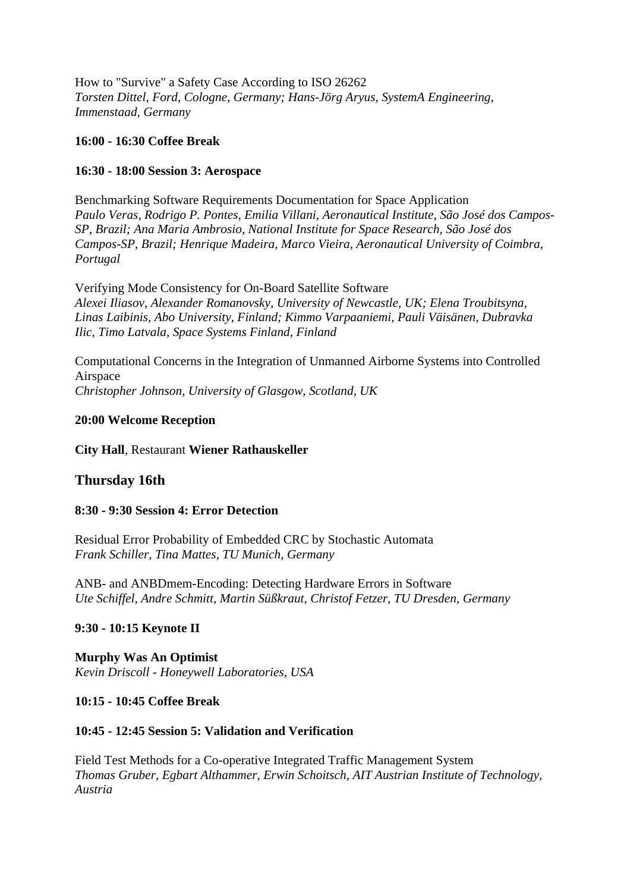How to "Survive" a Safety Case According to ISO 26262
*Torsten Dittel, Ford, Cologne, Germany; Hans-Jörg Aryus, SystemA Engineering, Immenstaad, Germany*

**16:00 - 16:30 Coffee Break**

**16:30 - 18:00 Session 3: Aerospace**

Benchmarking Software Requirements Documentation for Space Application
*Paulo Veras, Rodrigo P. Pontes, Emilia Villani, Aeronautical Institute, São José dos Campos-SP, Brazil; Ana Maria Ambrosio, National Institute for Space Research, São José dos Campos-SP, Brazil; Henrique Madeira, Marco Vieira, Aeronautical University of Coimbra, Portugal*

Verifying Mode Consistency for On-Board Satellite Software
*Alexei Iliasov, Alexander Romanovsky, University of Newcastle, UK; Elena Troubitsyna, Linas Laibinis, Abo University, Finland; Kimmo Varpaaniemi, Pauli Väisänen, Dubravka Ilic, Timo Latvala, Space Systems Finland, Finland*

Computational Concerns in the Integration of Unmanned Airborne Systems into Controlled Airspace
*Christopher Johnson, University of Glasgow, Scotland, UK*

**20:00 Welcome Reception**

**City Hall**, Restaurant **Wiener Rathauskeller**

## Thursday 16th

**8:30 - 9:30 Session 4: Error Detection**

Residual Error Probability of Embedded CRC by Stochastic Automata
*Frank Schiller, Tina Mattes, TU Munich, Germany*

ANB- and ANBDmem-Encoding: Detecting Hardware Errors in Software
*Ute Schiffel, Andre Schmitt, Martin Süßkraut, Christof Fetzer, TU Dresden, Germany*

**9:30 - 10:15 Keynote II**

**Murphy Was An Optimist**
*Kevin Driscoll - Honeywell Laboratories, USA*

**10:15 - 10:45 Coffee Break**

**10:45 - 12:45 Session 5: Validation and Verification**

Field Test Methods for a Co-operative Integrated Traffic Management System
*Thomas Gruber, Egbart Althammer, Erwin Schoitsch, AIT Austrian Institute of Technology, Austria*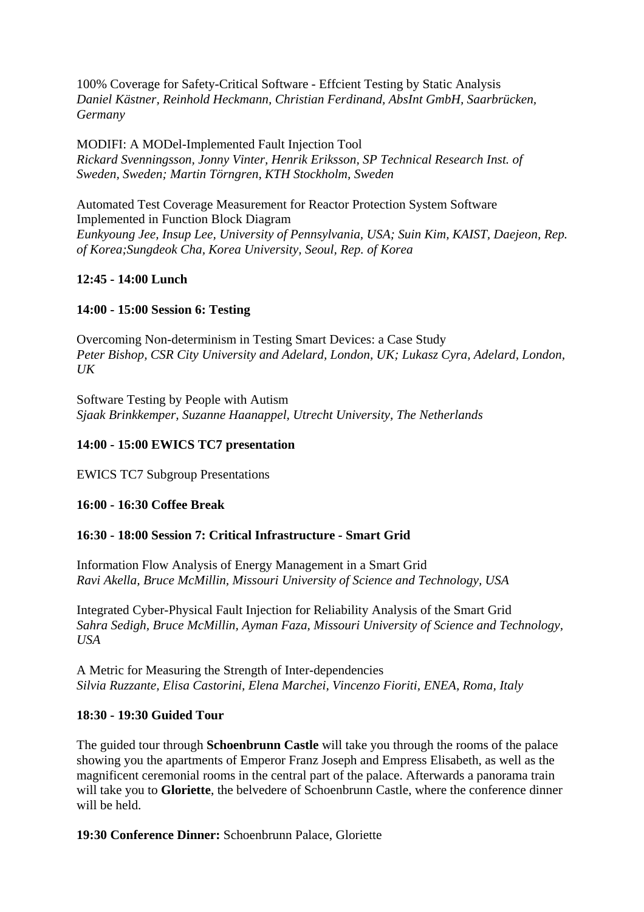100% Coverage for Safety-Critical Software - Effcient Testing by Static Analysis
*Daniel Kästner, Reinhold Heckmann, Christian Ferdinand, AbsInt GmbH, Saarbrücken, Germany*

MODIFI: A MODel-Implemented Fault Injection Tool
*Rickard Svenningsson, Jonny Vinter, Henrik Eriksson, SP Technical Research Inst. of Sweden, Sweden; Martin Törngren, KTH Stockholm, Sweden*

Automated Test Coverage Measurement for Reactor Protection System Software Implemented in Function Block Diagram
*Eunkyoung Jee, Insup Lee, University of Pennsylvania, USA; Suin Kim, KAIST, Daejeon, Rep. of Korea;Sungdeok Cha, Korea University, Seoul, Rep. of Korea*

**12:45 - 14:00 Lunch**

**14:00 - 15:00 Session 6: Testing**

Overcoming Non-determinism in Testing Smart Devices: a Case Study
*Peter Bishop, CSR City University and Adelard, London, UK; Lukasz Cyra, Adelard, London, UK*

Software Testing by People with Autism
*Sjaak Brinkkemper, Suzanne Haanappel, Utrecht University, The Netherlands*

**14:00 - 15:00 EWICS TC7 presentation**

EWICS TC7 Subgroup Presentations

**16:00 - 16:30 Coffee Break**

**16:30 - 18:00 Session 7: Critical Infrastructure - Smart Grid**

Information Flow Analysis of Energy Management in a Smart Grid
*Ravi Akella, Bruce McMillin, Missouri University of Science and Technology, USA*

Integrated Cyber-Physical Fault Injection for Reliability Analysis of the Smart Grid
*Sahra Sedigh, Bruce McMillin, Ayman Faza, Missouri University of Science and Technology, USA*

A Metric for Measuring the Strength of Inter-dependencies
*Silvia Ruzzante, Elisa Castorini, Elena Marchei, Vincenzo Fioriti, ENEA, Roma, Italy*

**18:30 - 19:30 Guided Tour**

The guided tour through **Schoenbrunn Castle** will take you through the rooms of the palace showing you the apartments of Emperor Franz Joseph and Empress Elisabeth, as well as the magnificent ceremonial rooms in the central part of the palace. Afterwards a panorama train will take you to **Gloriette**, the belvedere of Schoenbrunn Castle, where the conference dinner will be held.

**19:30 Conference Dinner:** Schoenbrunn Palace, Gloriette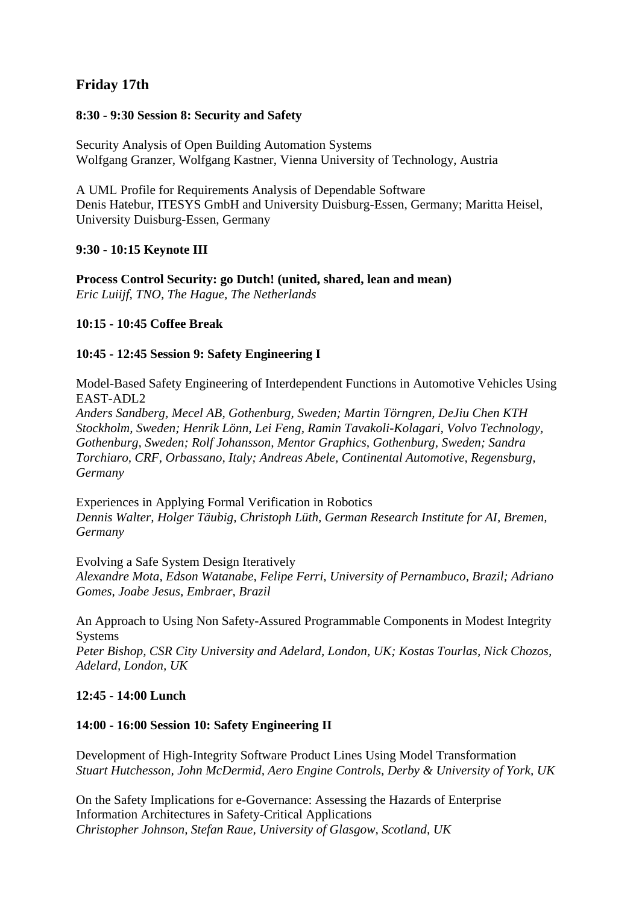## Friday 17th

**8:30 - 9:30 Session 8: Security and Safety**

Security Analysis of Open Building Automation Systems
Wolfgang Granzer, Wolfgang Kastner, Vienna University of Technology, Austria

A UML Profile for Requirements Analysis of Dependable Software
Denis Hatebur, ITESYS GmbH and University Duisburg-Essen, Germany; Maritta Heisel, University Duisburg-Essen, Germany

**9:30 - 10:15 Keynote III**

**Process Control Security: go Dutch! (united, shared, lean and mean)**
*Eric Luiijf, TNO, The Hague, The Netherlands*

**10:15 - 10:45 Coffee Break**

**10:45 - 12:45 Session 9: Safety Engineering I**

Model-Based Safety Engineering of Interdependent Functions in Automotive Vehicles Using EAST-ADL2
*Anders Sandberg, Mecel AB, Gothenburg, Sweden; Martin Törngren, DeJiu Chen KTH Stockholm, Sweden; Henrik Lönn, Lei Feng, Ramin Tavakoli-Kolagari, Volvo Technology, Gothenburg, Sweden; Rolf Johansson, Mentor Graphics, Gothenburg, Sweden; Sandra Torchiaro, CRF, Orbassano, Italy; Andreas Abele, Continental Automotive, Regensburg, Germany*

Experiences in Applying Formal Verification in Robotics
*Dennis Walter, Holger Täubig, Christoph Lüth, German Research Institute for AI, Bremen, Germany*

Evolving a Safe System Design Iteratively
*Alexandre Mota, Edson Watanabe, Felipe Ferri, University of Pernambuco, Brazil; Adriano Gomes, Joabe Jesus, Embraer, Brazil*

An Approach to Using Non Safety-Assured Programmable Components in Modest Integrity Systems
*Peter Bishop, CSR City University and Adelard, London, UK; Kostas Tourlas, Nick Chozos, Adelard, London, UK*

**12:45 - 14:00 Lunch**

**14:00 - 16:00 Session 10: Safety Engineering II**

Development of High-Integrity Software Product Lines Using Model Transformation
*Stuart Hutchesson, John McDermid, Aero Engine Controls, Derby & University of York, UK*

On the Safety Implications for e-Governance: Assessing the Hazards of Enterprise Information Architectures in Safety-Critical Applications
*Christopher Johnson, Stefan Raue, University of Glasgow, Scotland, UK*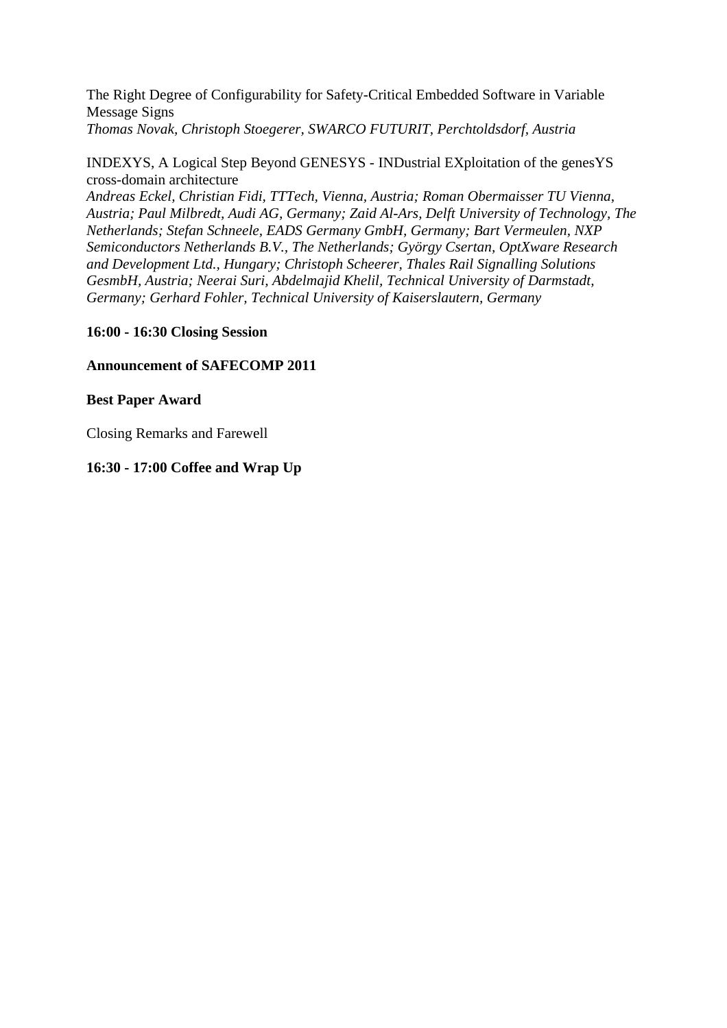The Right Degree of Configurability for Safety-Critical Embedded Software in Variable Message Signs
*Thomas Novak, Christoph Stoegerer, SWARCO FUTURIT, Perchtoldsdorf, Austria*

INDEXYS, A Logical Step Beyond GENESYS - INDustrial EXploitation of the genesYS cross-domain architecture
*Andreas Eckel, Christian Fidi, TTTech, Vienna, Austria; Roman Obermaisser TU Vienna, Austria; Paul Milbredt, Audi AG, Germany; Zaid Al-Ars, Delft University of Technology, The Netherlands; Stefan Schneele, EADS Germany GmbH, Germany; Bart Vermeulen, NXP Semiconductors Netherlands B.V., The Netherlands; György Csertan, OptXware Research and Development Ltd., Hungary; Christoph Scheerer, Thales Rail Signalling Solutions GesmbH, Austria; Neerai Suri, Abdelmajid Khelil, Technical University of Darmstadt, Germany; Gerhard Fohler, Technical University of Kaiserslautern, Germany*

**16:00 - 16:30 Closing Session**

**Announcement of SAFECOMP 2011**

**Best Paper Award**

Closing Remarks and Farewell

**16:30 - 17:00 Coffee and Wrap Up**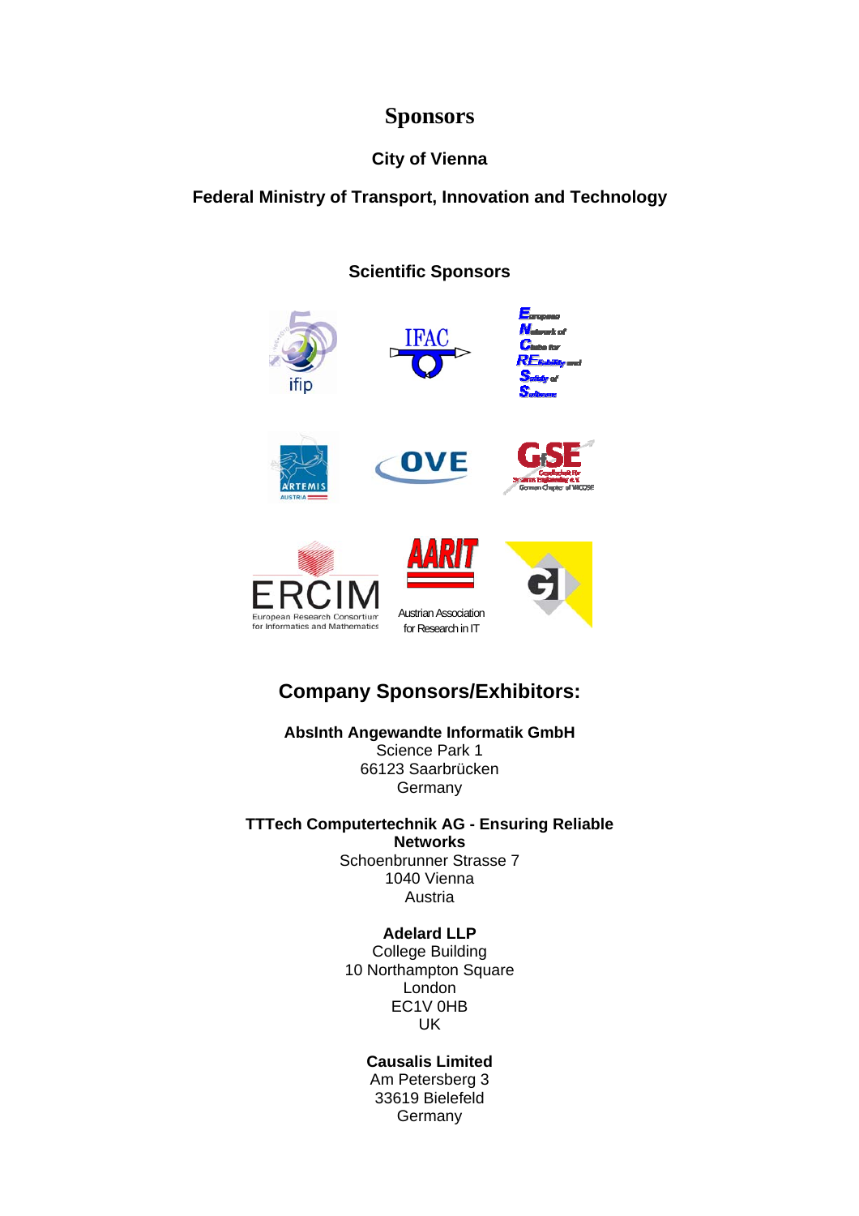# Sponsors

**City of Vienna**

**Federal Ministry of Transport, Innovation and Technology**

## Scientific Sponsors

ifip

IFAC

**E**uropean **N**etwork of **C**lubs for **RE**liability and **S**afety of **S**oftware

ARTEMIS AUSTRIA

OVE

GfSE Gesellschaft für Systems Engineering e.V. German Chapter of INCOSE

ERCIM European Research Consortium for Informatics and Mathematics

AARIT Austrian Association for Research in IT

GI

## Company Sponsors/Exhibitors:

**AbsInth Angewandte Informatik GmbH**
Science Park 1
66123 Saarbrücken
Germany

**TTTech Computertechnik AG - Ensuring Reliable Networks**
Schoenbrunner Strasse 7
1040 Vienna
Austria

**Adelard LLP**
College Building
10 Northampton Square
London
EC1V 0HB
UK

**Causalis Limited**
Am Petersberg 3
33619 Bielefeld
Germany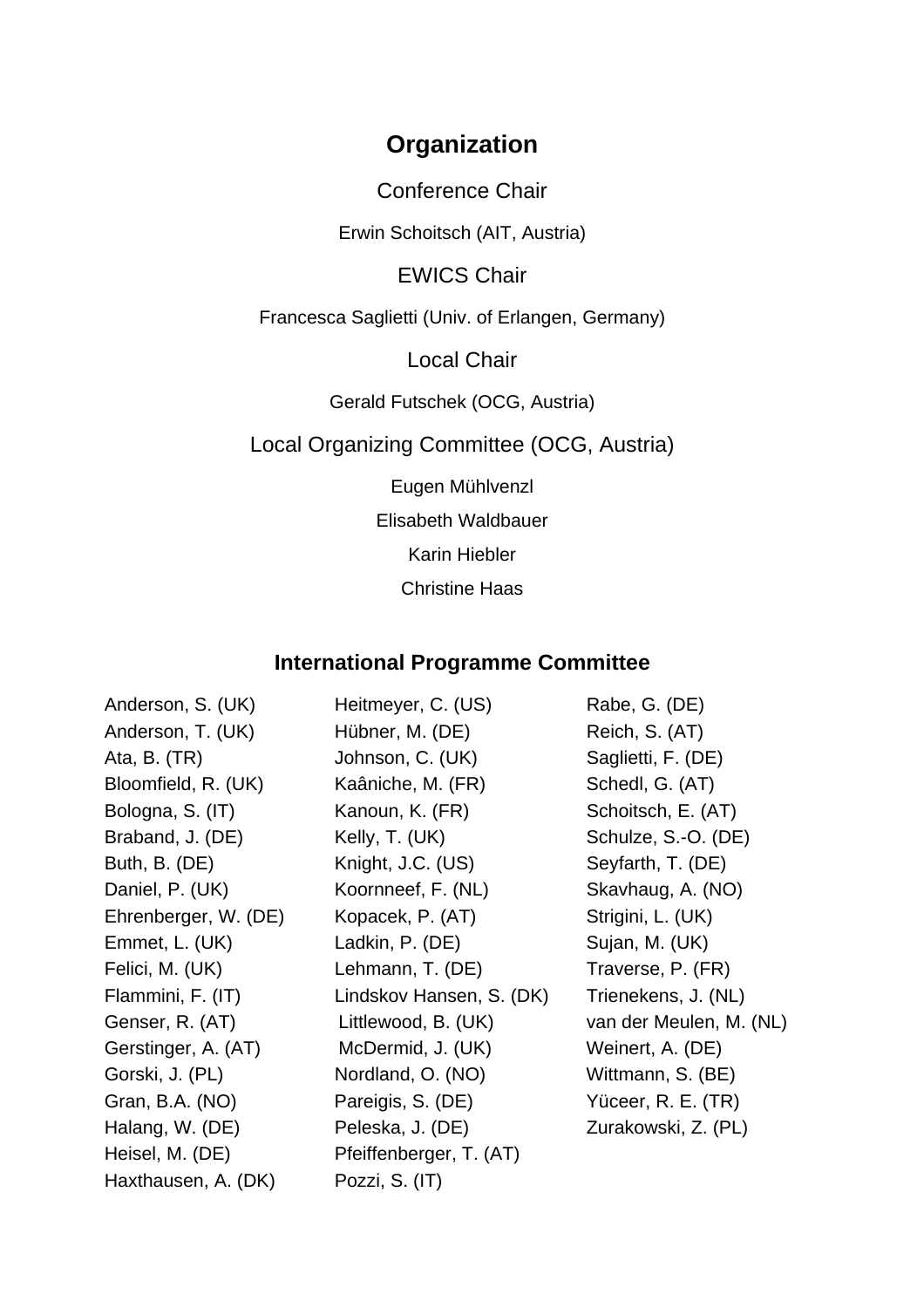# Organization

## Conference Chair

Erwin Schoitsch (AIT, Austria)

## EWICS Chair

Francesca Saglietti (Univ. of Erlangen, Germany)

## Local Chair

Gerald Futschek (OCG, Austria)

## Local Organizing Committee (OCG, Austria)

Eugen Mühlvenzl

Elisabeth Waldbauer

Karin Hiebler

Christine Haas

## International Programme Committee

Anderson, S. (UK)
Anderson, T. (UK)
Ata, B. (TR)
Bloomfield, R. (UK)
Bologna, S. (IT)
Braband, J. (DE)
Buth, B. (DE)
Daniel, P. (UK)
Ehrenberger, W. (DE)
Emmet, L. (UK)
Felici, M. (UK)
Flammini, F. (IT)
Genser, R. (AT)
Gerstinger, A. (AT)
Gorski, J. (PL)
Gran, B.A. (NO)
Halang, W. (DE)
Heisel, M. (DE)
Haxthausen, A. (DK)
Heitmeyer, C. (US)
Hübner, M. (DE)
Johnson, C. (UK)
Kaâniche, M. (FR)
Kanoun, K. (FR)
Kelly, T. (UK)
Knight, J.C. (US)
Koornneef, F. (NL)
Kopacek, P. (AT)
Ladkin, P. (DE)
Lehmann, T. (DE)
Lindskov Hansen, S. (DK)
Littlewood, B. (UK)
McDermid, J. (UK)
Nordland, O. (NO)
Pareigis, S. (DE)
Peleska, J. (DE)
Pfeiffenberger, T. (AT)
Pozzi, S. (IT)
Rabe, G. (DE)
Reich, S. (AT)
Saglietti, F. (DE)
Schedl, G. (AT)
Schoitsch, E. (AT)
Schulze, S.-O. (DE)
Seyfarth, T. (DE)
Skavhaug, A. (NO)
Strigini, L. (UK)
Sujan, M. (UK)
Traverse, P. (FR)
Trienekens, J. (NL)
van der Meulen, M. (NL)
Weinert, A. (DE)
Wittmann, S. (BE)
Yüceer, R. E. (TR)
Zurakowski, Z. (PL)